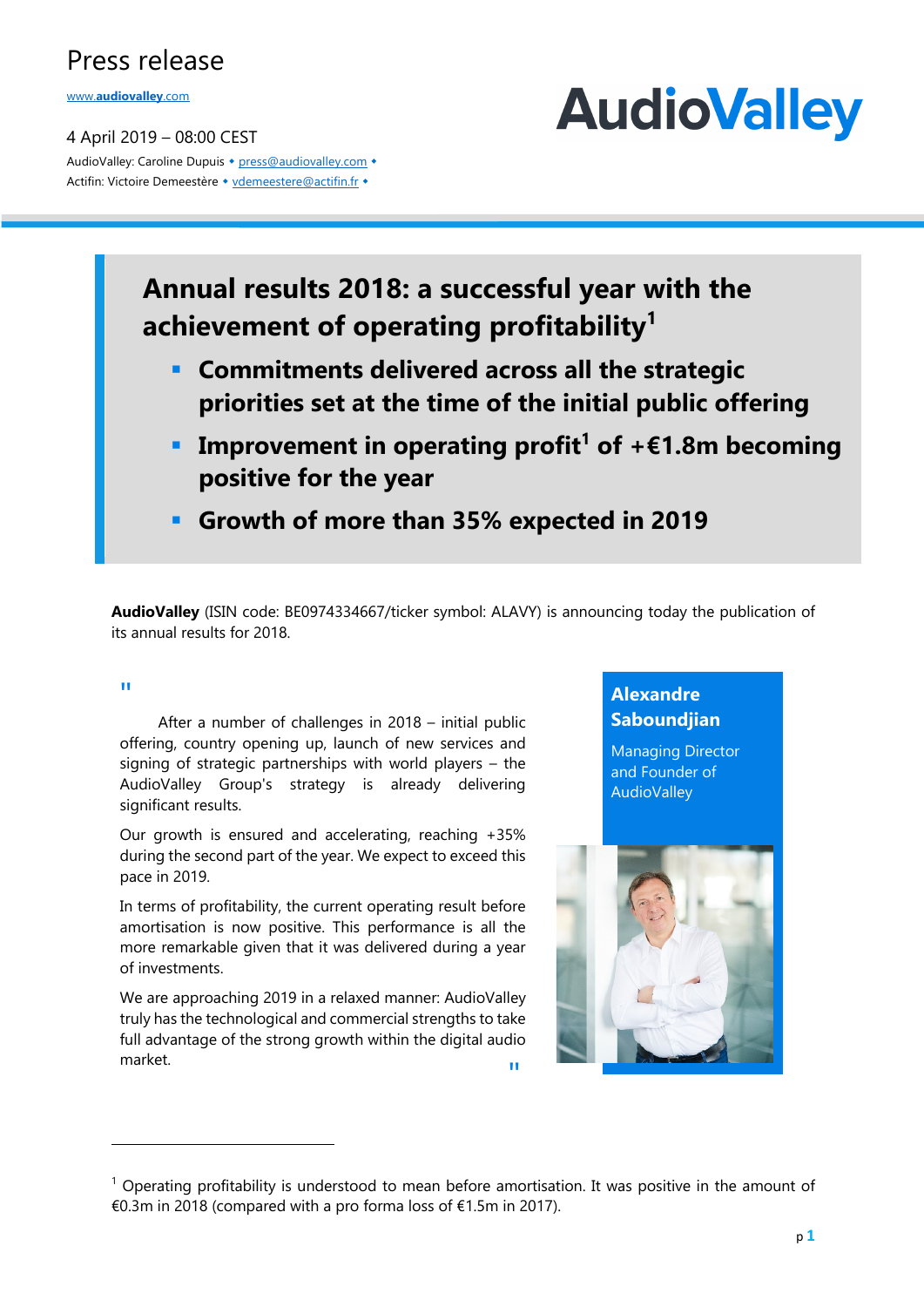# Press release

www.audiovalley.com

4 April 2019 – 08:00 CEST

AudioValley: Caroline Dupuis • press@audiovalley.com •
Actifin: Victoire Demeestère • vdemeestere@actifin.fr •

AudioValley

## Annual results 2018: a successful year with the achievement of operating profitability[1]

- **Commitments delivered across all the strategic priorities set at the time of the initial public offering**
- **Improvement in operating profit[1] of +€1.8m becoming positive for the year**
- **Growth of more than 35% expected in 2019**

**AudioValley** (ISIN code: BE0974334667/ticker symbol: ALAVY) is announcing today the publication of its annual results for 2018.

"

After a number of challenges in 2018 – initial public offering, country opening up, launch of new services and signing of strategic partnerships with world players – the AudioValley Group's strategy is already delivering significant results.

Our growth is ensured and accelerating, reaching +35% during the second part of the year. We expect to exceed this pace in 2019.

In terms of profitability, the current operating result before amortisation is now positive. This performance is all the more remarkable given that it was delivered during a year of investments.

We are approaching 2019 in a relaxed manner: AudioValley truly has the technological and commercial strengths to take full advantage of the strong growth within the digital audio market.

"

**Alexandre Saboundjian**

Managing Director and Founder of AudioValley

---

[1] Operating profitability is understood to mean before amortisation. It was positive in the amount of €0.3m in 2018 (compared with a pro forma loss of €1.5m in 2017).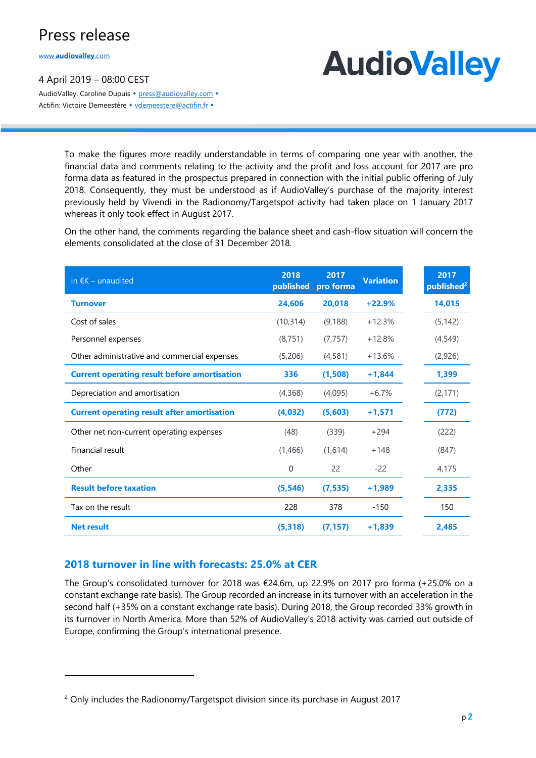To make the figures more readily understandable in terms of comparing one year with another, the financial data and comments relating to the activity and the profit and loss account for 2017 are pro forma data as featured in the prospectus prepared in connection with the initial public offering of July 2018. Consequently, they must be understood as if AudioValley's purchase of the majority interest previously held by Vivendi in the Radionomy/Targetspot activity had taken place on 1 January 2017 whereas it only took effect in August 2017.

On the other hand, the comments regarding the balance sheet and cash-flow situation will concern the elements consolidated at the close of 31 December 2018.

| in €K – unaudited | 2018 published | 2017 pro forma | Variation | 2017 published[2] |
|---|---|---|---|---|
| **Turnover** | **24,606** | **20,018** | **+22.9%** | **14,015** |
| Cost of sales | (10,314) | (9,188) | +12.3% | (5,142) |
| Personnel expenses | (8,751) | (7,757) | +12.8% | (4,549) |
| Other administrative and commercial expenses | (5,206) | (4,581) | +13.6% | (2,926) |
| **Current operating result before amortisation** | **336** | **(1,508)** | **+1,844** | **1,399** |
| Depreciation and amortisation | (4,368) | (4,095) | +6.7% | (2,171) |
| **Current operating result after amortisation** | **(4,032)** | **(5,603)** | **+1,571** | **(772)** |
| Other net non-current operating expenses | (48) | (339) | +294 | (222) |
| Financial result | (1,466) | (1,614) | +148 | (847) |
| Other | 0 | 22 | -22 | 4,175 |
| **Result before taxation** | **(5,546)** | **(7,535)** | **+1,989** | **2,335** |
| Tax on the result | 228 | 378 | -150 | 150 |
| **Net result** | **(5,318)** | **(7,157)** | **+1,839** | **2,485** |

## 2018 turnover in line with forecasts: 25.0% at CER

The Group's consolidated turnover for 2018 was €24.6m, up 22.9% on 2017 pro forma (+25.0% on a constant exchange rate basis). The Group recorded an increase in its turnover with an acceleration in the second half (+35% on a constant exchange rate basis). During 2018, the Group recorded 33% growth in its turnover in North America. More than 52% of AudioValley's 2018 activity was carried out outside of Europe, confirming the Group's international presence.

[2] Only includes the Radionomy/Targetspot division since its purchase in August 2017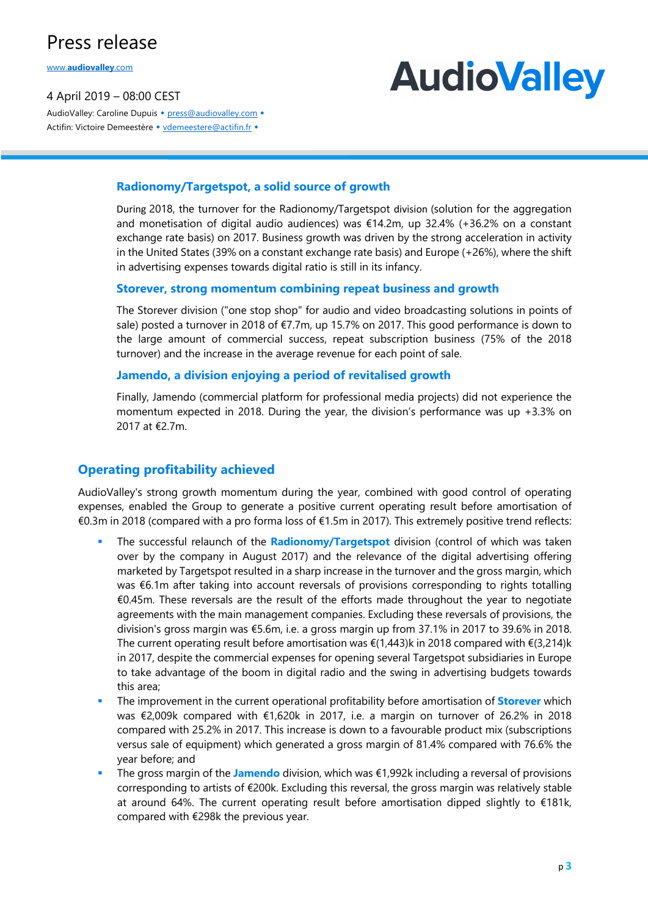Press release

www.audiovalley.com

4 April 2019 – 08:00 CEST

AudioValley: Caroline Dupuis • press@audiovalley.com •
Actifin: Victoire Demeestère • vdemeestere@actifin.fr •

### Radionomy/Targetspot, a solid source of growth

During 2018, the turnover for the Radionomy/Targetspot division (solution for the aggregation and monetisation of digital audio audiences) was €14.2m, up 32.4% (+36.2% on a constant exchange rate basis) on 2017. Business growth was driven by the strong acceleration in activity in the United States (39% on a constant exchange rate basis) and Europe (+26%), where the shift in advertising expenses towards digital ratio is still in its infancy.

### Storever, strong momentum combining repeat business and growth

The Storever division ("one stop shop" for audio and video broadcasting solutions in points of sale) posted a turnover in 2018 of €7.7m, up 15.7% on 2017. This good performance is down to the large amount of commercial success, repeat subscription business (75% of the 2018 turnover) and the increase in the average revenue for each point of sale.

### Jamendo, a division enjoying a period of revitalised growth

Finally, Jamendo (commercial platform for professional media projects) did not experience the momentum expected in 2018. During the year, the division's performance was up +3.3% on 2017 at €2.7m.

## Operating profitability achieved

AudioValley's strong growth momentum during the year, combined with good control of operating expenses, enabled the Group to generate a positive current operating result before amortisation of €0.3m in 2018 (compared with a pro forma loss of €1.5m in 2017). This extremely positive trend reflects:

- The successful relaunch of the **Radionomy/Targetspot** division (control of which was taken over by the company in August 2017) and the relevance of the digital advertising offering marketed by Targetspot resulted in a sharp increase in the turnover and the gross margin, which was €6.1m after taking into account reversals of provisions corresponding to rights totalling €0.45m. These reversals are the result of the efforts made throughout the year to negotiate agreements with the main management companies. Excluding these reversals of provisions, the division's gross margin was €5.6m, i.e. a gross margin up from 37.1% in 2017 to 39.6% in 2018. The current operating result before amortisation was €(1,443)k in 2018 compared with €(3,214)k in 2017, despite the commercial expenses for opening several Targetspot subsidiaries in Europe to take advantage of the boom in digital radio and the swing in advertising budgets towards this area;
- The improvement in the current operational profitability before amortisation of **Storever** which was €2,009k compared with €1,620k in 2017, i.e. a margin on turnover of 26.2% in 2018 compared with 25.2% in 2017. This increase is down to a favourable product mix (subscriptions versus sale of equipment) which generated a gross margin of 81.4% compared with 76.6% the year before; and
- The gross margin of the **Jamendo** division, which was €1,992k including a reversal of provisions corresponding to artists of €200k. Excluding this reversal, the gross margin was relatively stable at around 64%. The current operating result before amortisation dipped slightly to €181k, compared with €298k the previous year.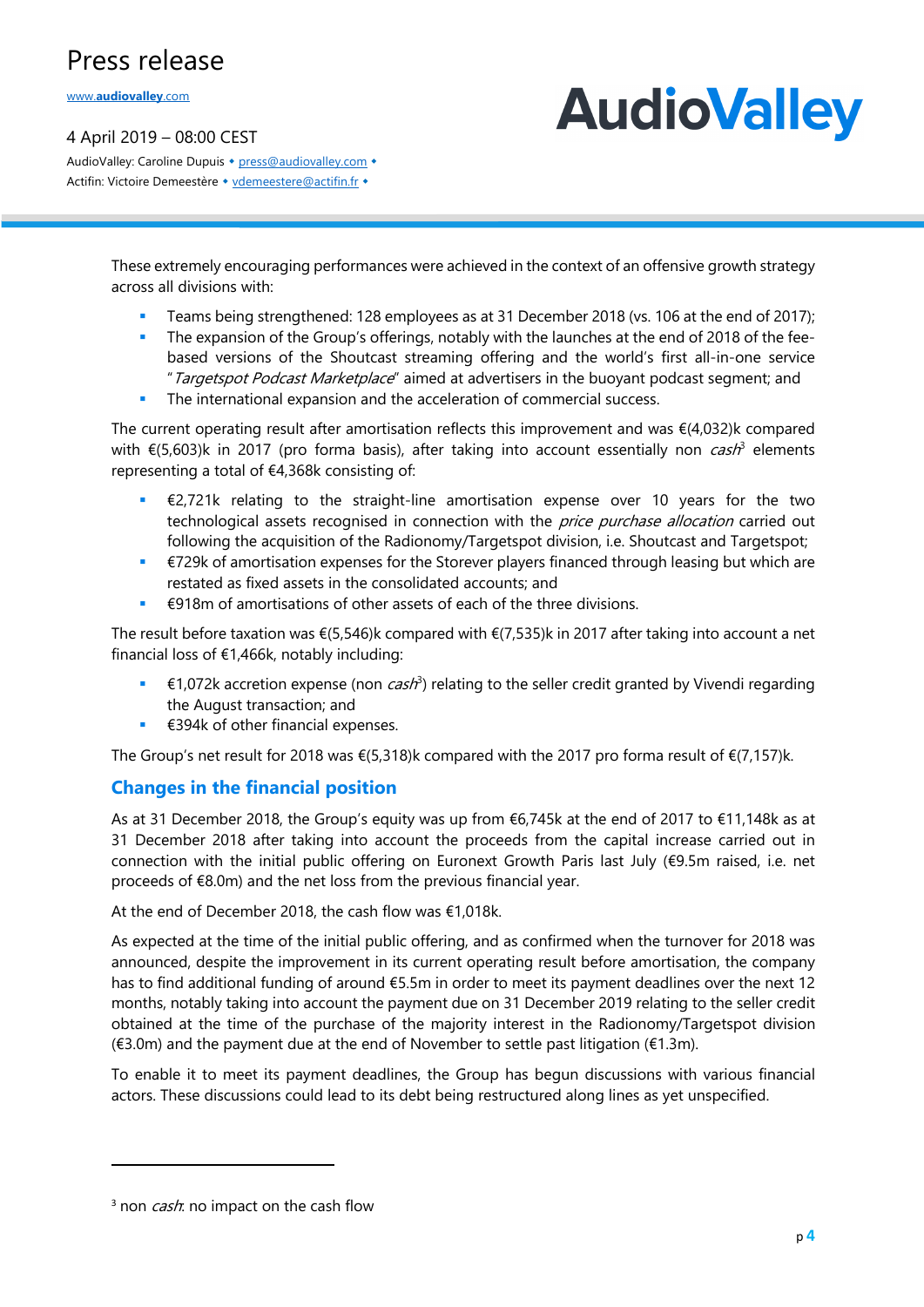These extremely encouraging performances were achieved in the context of an offensive growth strategy across all divisions with:

- Teams being strengthened: 128 employees as at 31 December 2018 (vs. 106 at the end of 2017);
- The expansion of the Group's offerings, notably with the launches at the end of 2018 of the fee-based versions of the Shoutcast streaming offering and the world's first all-in-one service "*Targetspot Podcast Marketplace*" aimed at advertisers in the buoyant podcast segment; and
- The international expansion and the acceleration of commercial success.

The current operating result after amortisation reflects this improvement and was €(4,032)k compared with €(5,603)k in 2017 (pro forma basis), after taking into account essentially non *cash*[3] elements representing a total of €4,368k consisting of:

- €2,721k relating to the straight-line amortisation expense over 10 years for the two technological assets recognised in connection with the *price purchase allocation* carried out following the acquisition of the Radionomy/Targetspot division, i.e. Shoutcast and Targetspot;
- €729k of amortisation expenses for the Storever players financed through leasing but which are restated as fixed assets in the consolidated accounts; and
- €918m of amortisations of other assets of each of the three divisions.

The result before taxation was €(5,546)k compared with €(7,535)k in 2017 after taking into account a net financial loss of €1,466k, notably including:

- €1,072k accretion expense (non *cash*[3]) relating to the seller credit granted by Vivendi regarding the August transaction; and
- €394k of other financial expenses.

The Group's net result for 2018 was €(5,318)k compared with the 2017 pro forma result of €(7,157)k.

## Changes in the financial position

As at 31 December 2018, the Group's equity was up from €6,745k at the end of 2017 to €11,148k as at 31 December 2018 after taking into account the proceeds from the capital increase carried out in connection with the initial public offering on Euronext Growth Paris last July (€9.5m raised, i.e. net proceeds of €8.0m) and the net loss from the previous financial year.

At the end of December 2018, the cash flow was €1,018k.

As expected at the time of the initial public offering, and as confirmed when the turnover for 2018 was announced, despite the improvement in its current operating result before amortisation, the company has to find additional funding of around €5.5m in order to meet its payment deadlines over the next 12 months, notably taking into account the payment due on 31 December 2019 relating to the seller credit obtained at the time of the purchase of the majority interest in the Radionomy/Targetspot division (€3.0m) and the payment due at the end of November to settle past litigation (€1.3m).

To enable it to meet its payment deadlines, the Group has begun discussions with various financial actors. These discussions could lead to its debt being restructured along lines as yet unspecified.

---

[3] non *cash*: no impact on the cash flow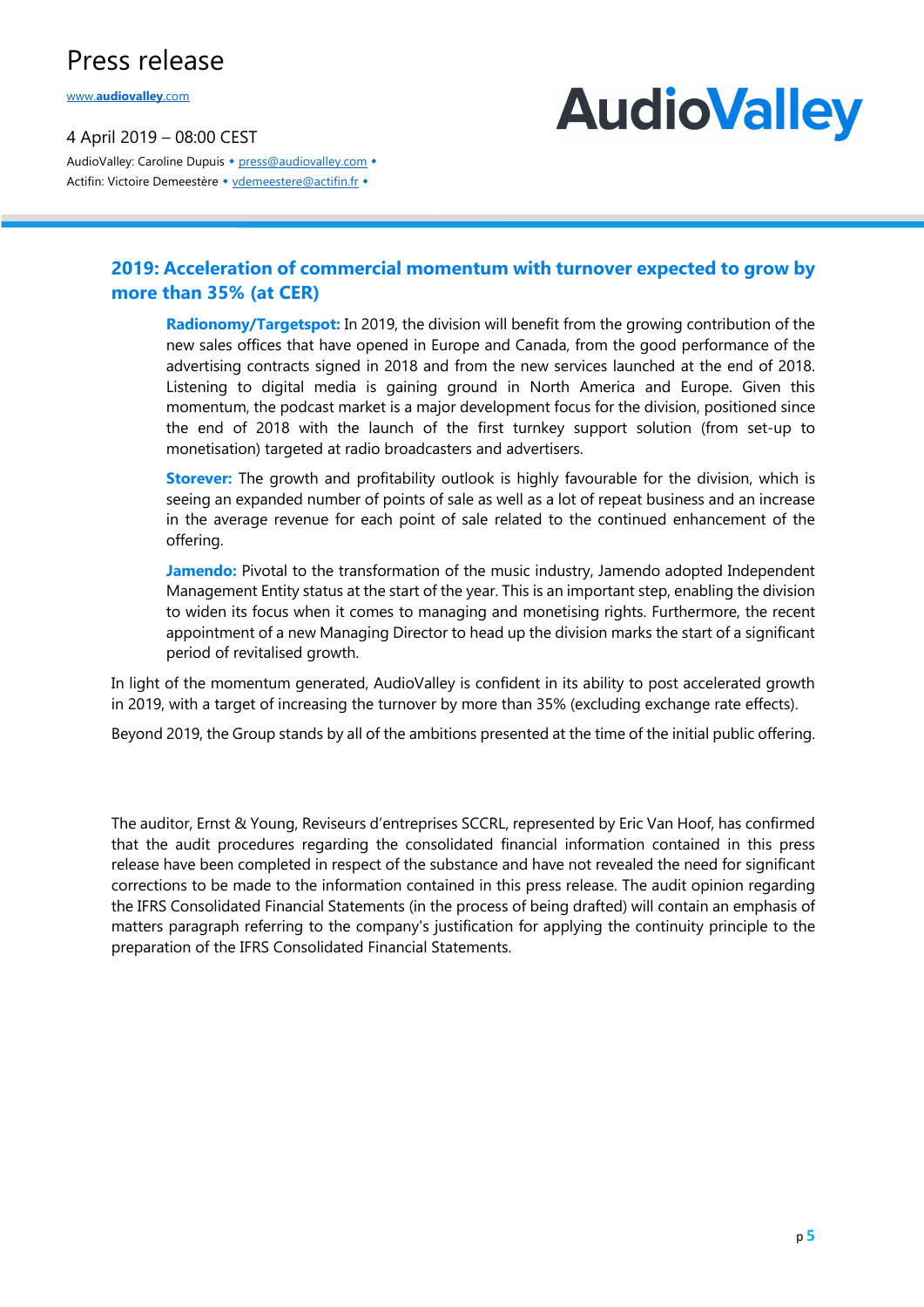## 2019: Acceleration of commercial momentum with turnover expected to grow by more than 35% (at CER)

**Radionomy/Targetspot:** In 2019, the division will benefit from the growing contribution of the new sales offices that have opened in Europe and Canada, from the good performance of the advertising contracts signed in 2018 and from the new services launched at the end of 2018. Listening to digital media is gaining ground in North America and Europe. Given this momentum, the podcast market is a major development focus for the division, positioned since the end of 2018 with the launch of the first turnkey support solution (from set-up to monetisation) targeted at radio broadcasters and advertisers.

**Storever:** The growth and profitability outlook is highly favourable for the division, which is seeing an expanded number of points of sale as well as a lot of repeat business and an increase in the average revenue for each point of sale related to the continued enhancement of the offering.

**Jamendo:** Pivotal to the transformation of the music industry, Jamendo adopted Independent Management Entity status at the start of the year. This is an important step, enabling the division to widen its focus when it comes to managing and monetising rights. Furthermore, the recent appointment of a new Managing Director to head up the division marks the start of a significant period of revitalised growth.

In light of the momentum generated, AudioValley is confident in its ability to post accelerated growth in 2019, with a target of increasing the turnover by more than 35% (excluding exchange rate effects).

Beyond 2019, the Group stands by all of the ambitions presented at the time of the initial public offering.

The auditor, Ernst & Young, Reviseurs d'entreprises SCCRL, represented by Eric Van Hoof, has confirmed that the audit procedures regarding the consolidated financial information contained in this press release have been completed in respect of the substance and have not revealed the need for significant corrections to be made to the information contained in this press release. The audit opinion regarding the IFRS Consolidated Financial Statements (in the process of being drafted) will contain an emphasis of matters paragraph referring to the company's justification for applying the continuity principle to the preparation of the IFRS Consolidated Financial Statements.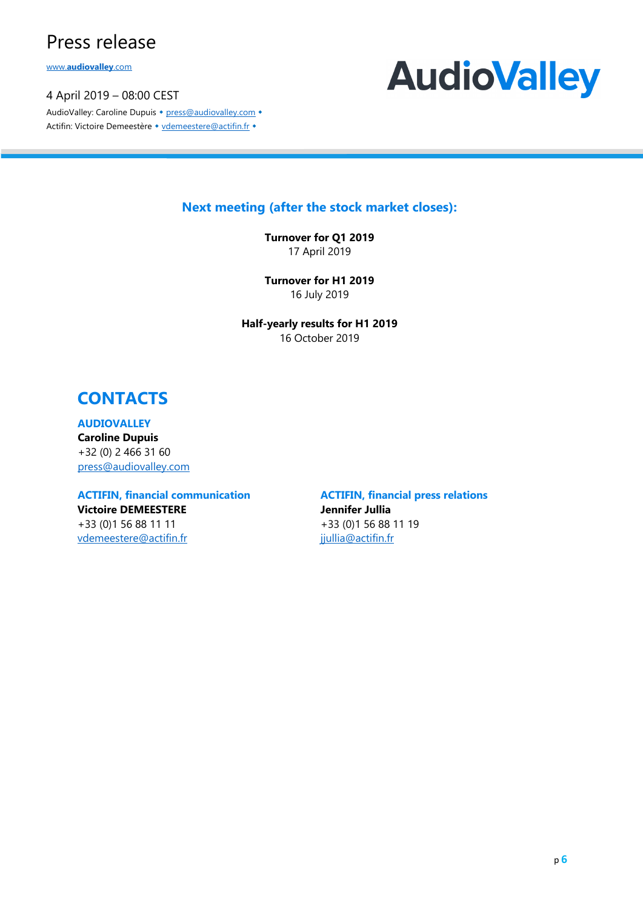Press release

www.audiovalley.com

4 April 2019 – 08:00 CEST

AudioValley: Caroline Dupuis • press@audiovalley.com •
Actifin: Victoire Demeestère • vdemeestere@actifin.fr •

AudioValley

## Next meeting (after the stock market closes):

**Turnover for Q1 2019**
17 April 2019

**Turnover for H1 2019**
16 July 2019

**Half-yearly results for H1 2019**
16 October 2019

# CONTACTS

### AUDIOVALLEY

**Caroline Dupuis**
+32 (0) 2 466 31 60
press@audiovalley.com

### ACTIFIN, financial communication

**Victoire DEMEESTERE**
+33 (0)1 56 88 11 11
vdemeestere@actifin.fr

### ACTIFIN, financial press relations

**Jennifer Jullia**
+33 (0)1 56 88 11 19
jjullia@actifin.fr